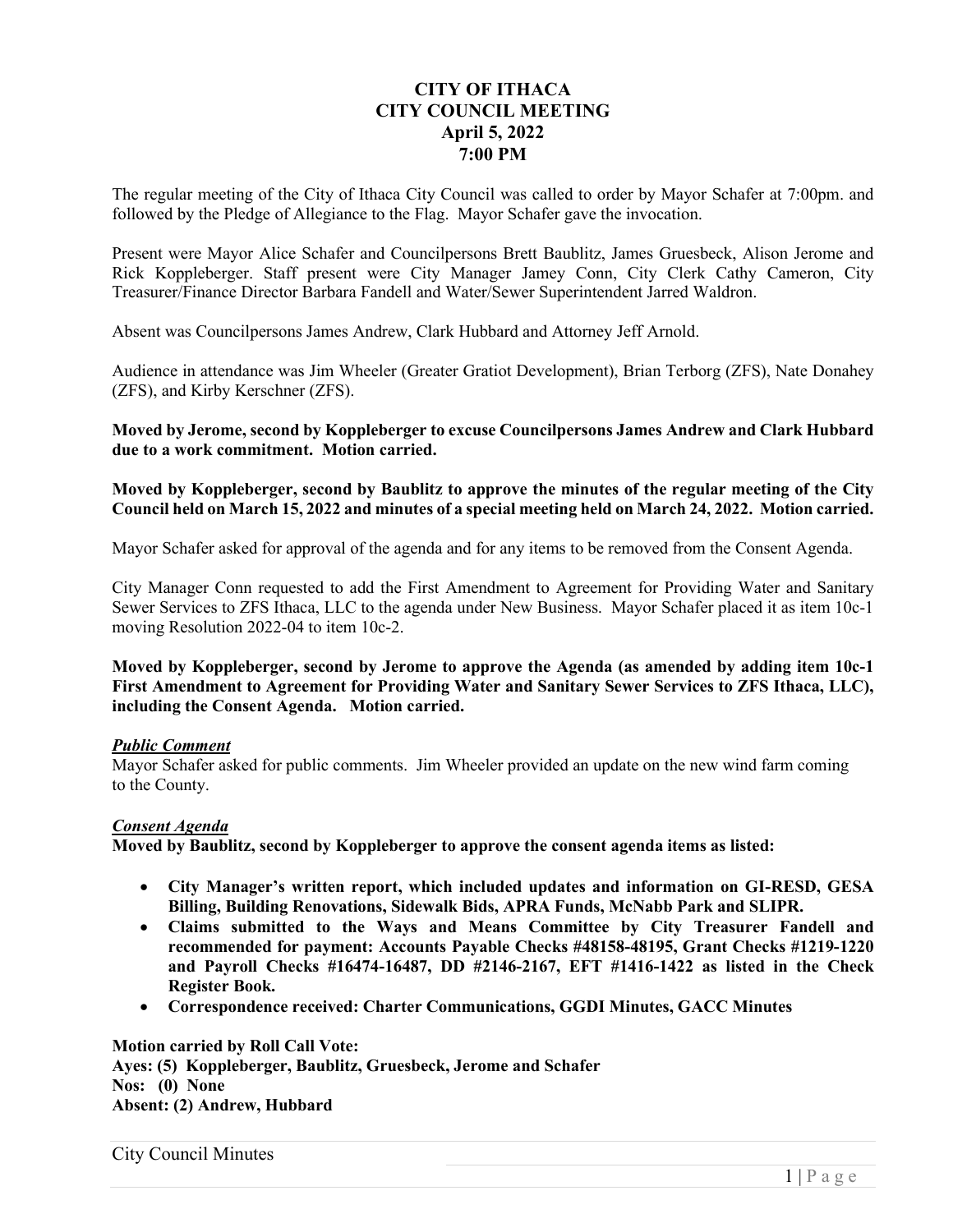# CITY OF ITHACA
# CITY COUNCIL MEETING
## April 5, 2022
## 7:00 PM

The regular meeting of the City of Ithaca City Council was called to order by Mayor Schafer at 7:00pm. and followed by the Pledge of Allegiance to the Flag. Mayor Schafer gave the invocation.

Present were Mayor Alice Schafer and Councilpersons Brett Baublitz, James Gruesbeck, Alison Jerome and Rick Koppleberger. Staff present were City Manager Jamey Conn, City Clerk Cathy Cameron, City Treasurer/Finance Director Barbara Fandell and Water/Sewer Superintendent Jarred Waldron.

Absent was Councilpersons James Andrew, Clark Hubbard and Attorney Jeff Arnold.

Audience in attendance was Jim Wheeler (Greater Gratiot Development), Brian Terborg (ZFS), Nate Donahey (ZFS), and Kirby Kerschner (ZFS).

**Moved by Jerome, second by Koppleberger to excuse Councilpersons James Andrew and Clark Hubbard due to a work commitment. Motion carried.**

**Moved by Koppleberger, second by Baublitz to approve the minutes of the regular meeting of the City Council held on March 15, 2022 and minutes of a special meeting held on March 24, 2022. Motion carried.**

Mayor Schafer asked for approval of the agenda and for any items to be removed from the Consent Agenda.

City Manager Conn requested to add the First Amendment to Agreement for Providing Water and Sanitary Sewer Services to ZFS Ithaca, LLC to the agenda under New Business. Mayor Schafer placed it as item 10c-1 moving Resolution 2022-04 to item 10c-2.

**Moved by Koppleberger, second by Jerome to approve the Agenda (as amended by adding item 10c-1 First Amendment to Agreement for Providing Water and Sanitary Sewer Services to ZFS Ithaca, LLC), including the Consent Agenda. Motion carried.**

***Public Comment***

Mayor Schafer asked for public comments. Jim Wheeler provided an update on the new wind farm coming to the County.

***Consent Agenda***

**Moved by Baublitz, second by Koppleberger to approve the consent agenda items as listed:**

- **City Manager's written report, which included updates and information on GI-RESD, GESA Billing, Building Renovations, Sidewalk Bids, APRA Funds, McNabb Park and SLIPR.**
- **Claims submitted to the Ways and Means Committee by City Treasurer Fandell and recommended for payment: Accounts Payable Checks #48158-48195, Grant Checks #1219-1220 and Payroll Checks #16474-16487, DD #2146-2167, EFT #1416-1422 as listed in the Check Register Book.**
- **Correspondence received: Charter Communications, GGDI Minutes, GACC Minutes**

**Motion carried by Roll Call Vote:**
**Ayes: (5) Koppleberger, Baublitz, Gruesbeck, Jerome and Schafer**
**Nos: (0) None**
**Absent: (2) Andrew, Hubbard**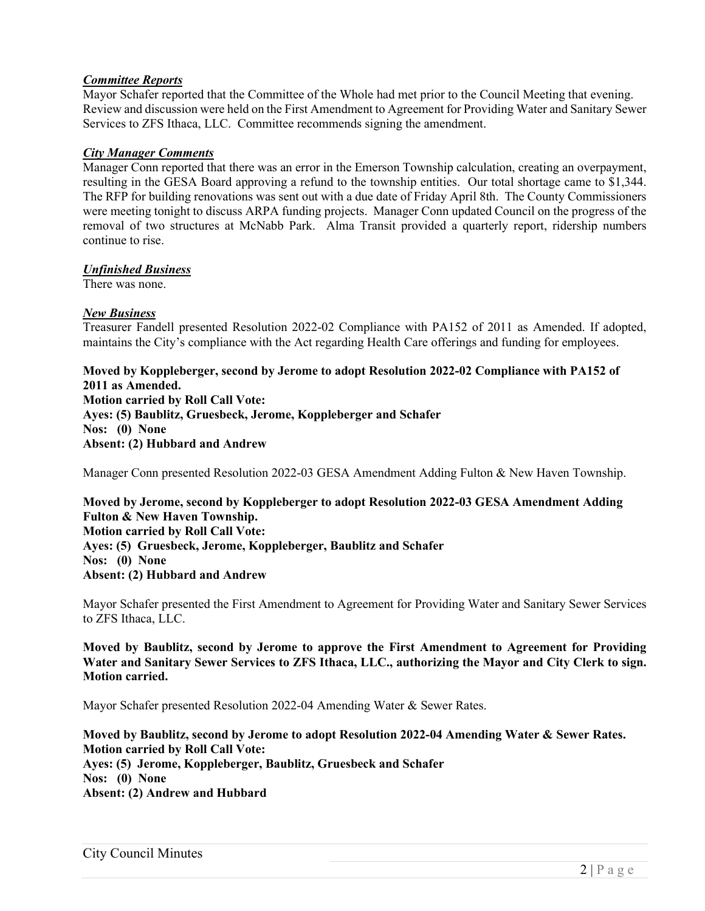***Committee Reports***

Mayor Schafer reported that the Committee of the Whole had met prior to the Council Meeting that evening. Review and discussion were held on the First Amendment to Agreement for Providing Water and Sanitary Sewer Services to ZFS Ithaca, LLC. Committee recommends signing the amendment.

***City Manager Comments***

Manager Conn reported that there was an error in the Emerson Township calculation, creating an overpayment, resulting in the GESA Board approving a refund to the township entities. Our total shortage came to $1,344. The RFP for building renovations was sent out with a due date of Friday April 8th. The County Commissioners were meeting tonight to discuss ARPA funding projects. Manager Conn updated Council on the progress of the removal of two structures at McNabb Park. Alma Transit provided a quarterly report, ridership numbers continue to rise.

***Unfinished Business***

There was none.

***New Business***

Treasurer Fandell presented Resolution 2022-02 Compliance with PA152 of 2011 as Amended. If adopted, maintains the City's compliance with the Act regarding Health Care offerings and funding for employees.

**Moved by Koppleberger, second by Jerome to adopt Resolution 2022-02 Compliance with PA152 of 2011 as Amended.**
**Motion carried by Roll Call Vote:**
**Ayes: (5) Baublitz, Gruesbeck, Jerome, Koppleberger and Schafer**
**Nos: (0) None**
**Absent: (2) Hubbard and Andrew**

Manager Conn presented Resolution 2022-03 GESA Amendment Adding Fulton & New Haven Township.

**Moved by Jerome, second by Koppleberger to adopt Resolution 2022-03 GESA Amendment Adding Fulton & New Haven Township.**
**Motion carried by Roll Call Vote:**
**Ayes: (5) Gruesbeck, Jerome, Koppleberger, Baublitz and Schafer**
**Nos: (0) None**
**Absent: (2) Hubbard and Andrew**

Mayor Schafer presented the First Amendment to Agreement for Providing Water and Sanitary Sewer Services to ZFS Ithaca, LLC.

**Moved by Baublitz, second by Jerome to approve the First Amendment to Agreement for Providing Water and Sanitary Sewer Services to ZFS Ithaca, LLC., authorizing the Mayor and City Clerk to sign. Motion carried.**

Mayor Schafer presented Resolution 2022-04 Amending Water & Sewer Rates.

**Moved by Baublitz, second by Jerome to adopt Resolution 2022-04 Amending Water & Sewer Rates.**
**Motion carried by Roll Call Vote:**
**Ayes: (5) Jerome, Koppleberger, Baublitz, Gruesbeck and Schafer**
**Nos: (0) None**
**Absent: (2) Andrew and Hubbard**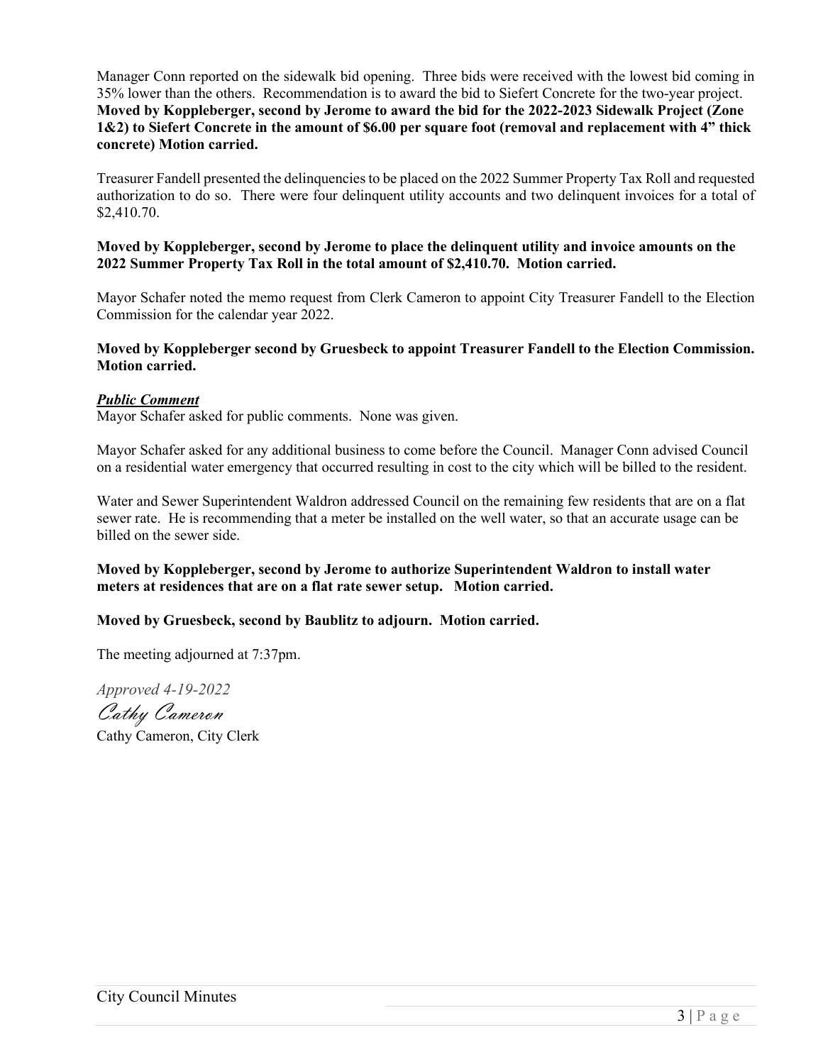Manager Conn reported on the sidewalk bid opening. Three bids were received with the lowest bid coming in 35% lower than the others. Recommendation is to award the bid to Siefert Concrete for the two-year project. **Moved by Koppleberger, second by Jerome to award the bid for the 2022-2023 Sidewalk Project (Zone 1&2) to Siefert Concrete in the amount of $6.00 per square foot (removal and replacement with 4" thick concrete) Motion carried.**

Treasurer Fandell presented the delinquencies to be placed on the 2022 Summer Property Tax Roll and requested authorization to do so. There were four delinquent utility accounts and two delinquent invoices for a total of $2,410.70.

**Moved by Koppleberger, second by Jerome to place the delinquent utility and invoice amounts on the 2022 Summer Property Tax Roll in the total amount of $2,410.70. Motion carried.**

Mayor Schafer noted the memo request from Clerk Cameron to appoint City Treasurer Fandell to the Election Commission for the calendar year 2022.

**Moved by Koppleberger second by Gruesbeck to appoint Treasurer Fandell to the Election Commission. Motion carried.**

***Public Comment***

Mayor Schafer asked for public comments. None was given.

Mayor Schafer asked for any additional business to come before the Council. Manager Conn advised Council on a residential water emergency that occurred resulting in cost to the city which will be billed to the resident.

Water and Sewer Superintendent Waldron addressed Council on the remaining few residents that are on a flat sewer rate. He is recommending that a meter be installed on the well water, so that an accurate usage can be billed on the sewer side.

**Moved by Koppleberger, second by Jerome to authorize Superintendent Waldron to install water meters at residences that are on a flat rate sewer setup. Motion carried.**

**Moved by Gruesbeck, second by Baublitz to adjourn. Motion carried.**

The meeting adjourned at 7:37pm.

*Approved 4-19-2022*

*Cathy Cameron*

Cathy Cameron, City Clerk

City Council Minutes